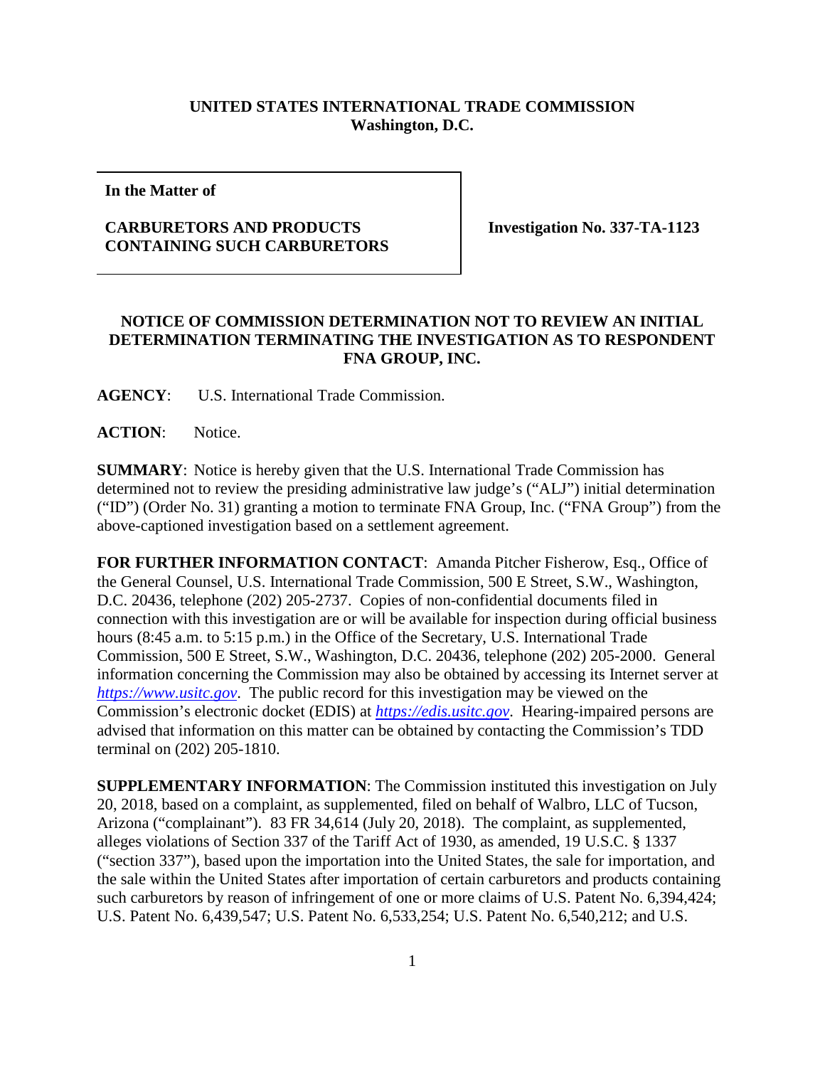**UNITED STATES INTERNATIONAL TRADE COMMISSION**
**Washington, D.C.**

| **In the Matter of**<br><br>**CARBURETORS AND PRODUCTS CONTAINING SUCH CARBURETORS** | **Investigation No. 337-TA-1123** |
|---|---|

**NOTICE OF COMMISSION DETERMINATION NOT TO REVIEW AN INITIAL DETERMINATION TERMINATING THE INVESTIGATION AS TO RESPONDENT FNA GROUP, INC.**

**AGENCY**: U.S. International Trade Commission.

**ACTION**: Notice.

**SUMMARY**: Notice is hereby given that the U.S. International Trade Commission has determined not to review the presiding administrative law judge's ("ALJ") initial determination ("ID") (Order No. 31) granting a motion to terminate FNA Group, Inc. ("FNA Group") from the above-captioned investigation based on a settlement agreement.

**FOR FURTHER INFORMATION CONTACT**: Amanda Pitcher Fisherow, Esq., Office of the General Counsel, U.S. International Trade Commission, 500 E Street, S.W., Washington, D.C. 20436, telephone (202) 205-2737. Copies of non-confidential documents filed in connection with this investigation are or will be available for inspection during official business hours (8:45 a.m. to 5:15 p.m.) in the Office of the Secretary, U.S. International Trade Commission, 500 E Street, S.W., Washington, D.C. 20436, telephone (202) 205-2000. General information concerning the Commission may also be obtained by accessing its Internet server at *https://www.usitc.gov*. The public record for this investigation may be viewed on the Commission's electronic docket (EDIS) at *https://edis.usitc.gov*. Hearing-impaired persons are advised that information on this matter can be obtained by contacting the Commission's TDD terminal on (202) 205-1810.

**SUPPLEMENTARY INFORMATION**: The Commission instituted this investigation on July 20, 2018, based on a complaint, as supplemented, filed on behalf of Walbro, LLC of Tucson, Arizona ("complainant"). 83 FR 34,614 (July 20, 2018). The complaint, as supplemented, alleges violations of Section 337 of the Tariff Act of 1930, as amended, 19 U.S.C. § 1337 ("section 337"), based upon the importation into the United States, the sale for importation, and the sale within the United States after importation of certain carburetors and products containing such carburetors by reason of infringement of one or more claims of U.S. Patent No. 6,394,424; U.S. Patent No. 6,439,547; U.S. Patent No. 6,533,254; U.S. Patent No. 6,540,212; and U.S.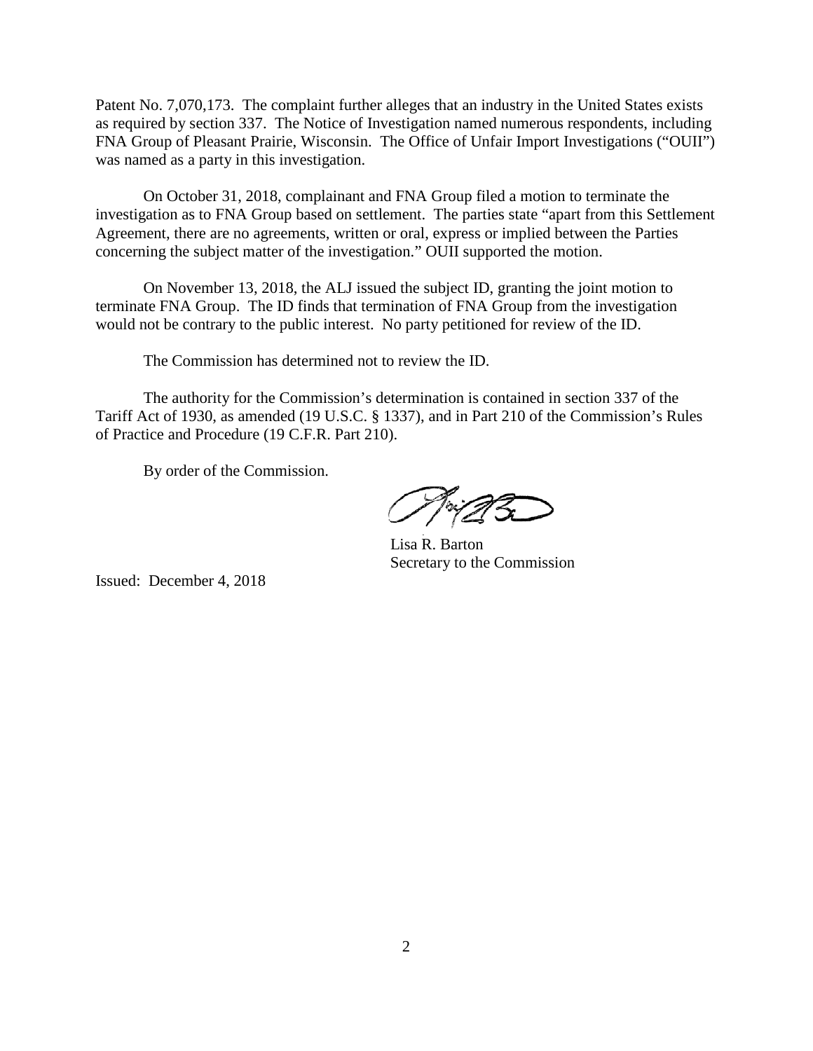Patent No. 7,070,173. The complaint further alleges that an industry in the United States exists as required by section 337. The Notice of Investigation named numerous respondents, including FNA Group of Pleasant Prairie, Wisconsin. The Office of Unfair Import Investigations ("OUII") was named as a party in this investigation.

On October 31, 2018, complainant and FNA Group filed a motion to terminate the investigation as to FNA Group based on settlement. The parties state "apart from this Settlement Agreement, there are no agreements, written or oral, express or implied between the Parties concerning the subject matter of the investigation." OUII supported the motion.

On November 13, 2018, the ALJ issued the subject ID, granting the joint motion to terminate FNA Group. The ID finds that termination of FNA Group from the investigation would not be contrary to the public interest. No party petitioned for review of the ID.

The Commission has determined not to review the ID.

The authority for the Commission's determination is contained in section 337 of the Tariff Act of 1930, as amended (19 U.S.C. § 1337), and in Part 210 of the Commission's Rules of Practice and Procedure (19 C.F.R. Part 210).

By order of the Commission.

Lisa R. Barton
Secretary to the Commission

Issued: December 4, 2018